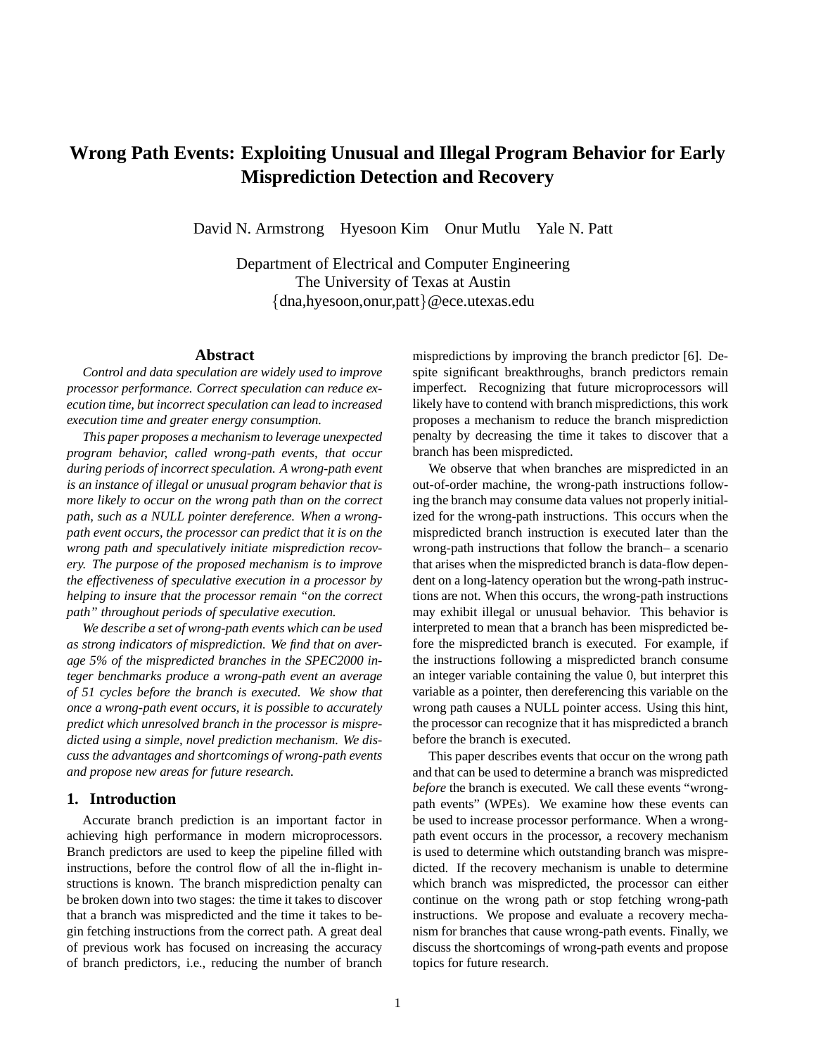# Wrong Path Events: Exploiting Unusual and Illegal Program Behavior for Early Misprediction Detection and Recovery

David N. Armstrong    Hyesoon Kim    Onur Mutlu    Yale N. Patt

Department of Electrical and Computer Engineering
The University of Texas at Austin
{dna,hyesoon,onur,patt}@ece.utexas.edu

## Abstract

*Control and data speculation are widely used to improve processor performance. Correct speculation can reduce execution time, but incorrect speculation can lead to increased execution time and greater energy consumption.*

*This paper proposes a mechanism to leverage unexpected program behavior, called wrong-path events, that occur during periods of incorrect speculation. A wrong-path event is an instance of illegal or unusual program behavior that is more likely to occur on the wrong path than on the correct path, such as a NULL pointer dereference. When a wrong-path event occurs, the processor can predict that it is on the wrong path and speculatively initiate misprediction recovery. The purpose of the proposed mechanism is to improve the effectiveness of speculative execution in a processor by helping to insure that the processor remain "on the correct path" throughout periods of speculative execution.*

*We describe a set of wrong-path events which can be used as strong indicators of misprediction. We find that on average 5% of the mispredicted branches in the SPEC2000 integer benchmarks produce a wrong-path event an average of 51 cycles before the branch is executed. We show that once a wrong-path event occurs, it is possible to accurately predict which unresolved branch in the processor is mispredicted using a simple, novel prediction mechanism. We discuss the advantages and shortcomings of wrong-path events and propose new areas for future research.*

## 1. Introduction

Accurate branch prediction is an important factor in achieving high performance in modern microprocessors. Branch predictors are used to keep the pipeline filled with instructions, before the control flow of all the in-flight instructions is known. The branch misprediction penalty can be broken down into two stages: the time it takes to discover that a branch was mispredicted and the time it takes to begin fetching instructions from the correct path. A great deal of previous work has focused on increasing the accuracy of branch predictors, i.e., reducing the number of branch mispredictions by improving the branch predictor [6]. Despite significant breakthroughs, branch predictors remain imperfect. Recognizing that future microprocessors will likely have to contend with branch mispredictions, this work proposes a mechanism to reduce the branch misprediction penalty by decreasing the time it takes to discover that a branch has been mispredicted.

We observe that when branches are mispredicted in an out-of-order machine, the wrong-path instructions following the branch may consume data values not properly initialized for the wrong-path instructions. This occurs when the mispredicted branch instruction is executed later than the wrong-path instructions that follow the branch– a scenario that arises when the mispredicted branch is data-flow dependent on a long-latency operation but the wrong-path instructions are not. When this occurs, the wrong-path instructions may exhibit illegal or unusual behavior. This behavior is interpreted to mean that a branch has been mispredicted before the mispredicted branch is executed. For example, if the instructions following a mispredicted branch consume an integer variable containing the value 0, but interpret this variable as a pointer, then dereferencing this variable on the wrong path causes a NULL pointer access. Using this hint, the processor can recognize that it has mispredicted a branch before the branch is executed.

This paper describes events that occur on the wrong path and that can be used to determine a branch was mispredicted *before* the branch is executed. We call these events "wrong-path events" (WPEs). We examine how these events can be used to increase processor performance. When a wrong-path event occurs in the processor, a recovery mechanism is used to determine which outstanding branch was mispredicted. If the recovery mechanism is unable to determine which branch was mispredicted, the processor can either continue on the wrong path or stop fetching wrong-path instructions. We propose and evaluate a recovery mechanism for branches that cause wrong-path events. Finally, we discuss the shortcomings of wrong-path events and propose topics for future research.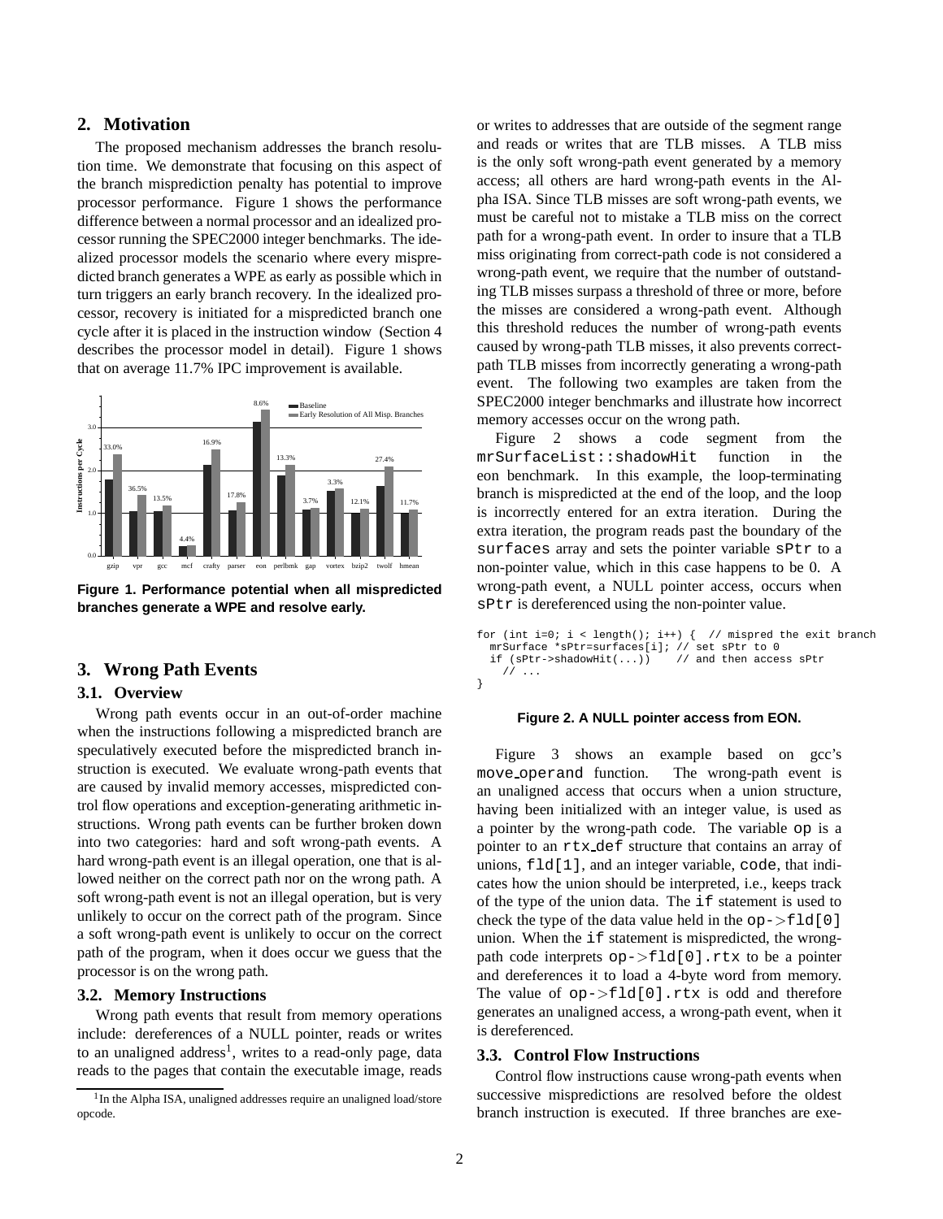## 2. Motivation

The proposed mechanism addresses the branch resolution time. We demonstrate that focusing on this aspect of the branch misprediction penalty has potential to improve processor performance. Figure 1 shows the performance difference between a normal processor and an idealized processor running the SPEC2000 integer benchmarks. The idealized processor models the scenario where every mispredicted branch generates a WPE as early as possible which in turn triggers an early branch recovery. In the idealized processor, recovery is initiated for a mispredicted branch one cycle after it is placed in the instruction window (Section 4 describes the processor model in detail). Figure 1 shows that on average 11.7% IPC improvement is available.

Instructions per Cycle

Baseline
Early Resolution of All Misp. Branches

0.0
1.0
2.0
3.0

33.0% 36.5% 13.5% 4.4% 16.9% 17.8% 8.6% 13.3% 3.7% 3.3% 12.1% 27.4% 11.7%

gzip vpr gcc mcf crafty parser eon perlbmk gap vortex bzip2 twolf hmean

**Figure 1. Performance potential when all mispredicted branches generate a WPE and resolve early.**

## 3. Wrong Path Events

### 3.1. Overview

Wrong path events occur in an out-of-order machine when the instructions following a mispredicted branch are speculatively executed before the mispredicted branch instruction is executed. We evaluate wrong-path events that are caused by invalid memory accesses, mispredicted control flow operations and exception-generating arithmetic instructions. Wrong path events can be further broken down into two categories: hard and soft wrong-path events. A hard wrong-path event is an illegal operation, one that is allowed neither on the correct path nor on the wrong path. A soft wrong-path event is not an illegal operation, but is very unlikely to occur on the correct path of the program. Since a soft wrong-path event is unlikely to occur on the correct path of the program, when it does occur we guess that the processor is on the wrong path.

### 3.2. Memory Instructions

Wrong path events that result from memory operations include: dereferences of a NULL pointer, reads or writes to an unaligned address[1], writes to a read-only page, data reads to the pages that contain the executable image, reads or writes to addresses that are outside of the segment range and reads or writes that are TLB misses. A TLB miss is the only soft wrong-path event generated by a memory access; all others are hard wrong-path events in the Alpha ISA. Since TLB misses are soft wrong-path events, we must be careful not to mistake a TLB miss on the correct path for a wrong-path event. In order to insure that a TLB miss originating from correct-path code is not considered a wrong-path event, we require that the number of outstanding TLB misses surpass a threshold of three or more, before the misses are considered a wrong-path event. Although this threshold reduces the number of wrong-path events caused by wrong-path TLB misses, it also prevents correct-path TLB misses from incorrectly generating a wrong-path event. The following two examples are taken from the SPEC2000 integer benchmarks and illustrate how incorrect memory accesses occur on the wrong path.

Figure 2 shows a code segment from the `mrSurfaceList::shadowHit` function in the eon benchmark. In this example, the loop-terminating branch is mispredicted at the end of the loop, and the loop is incorrectly entered for an extra iteration. During the extra iteration, the program reads past the boundary of the `surfaces` array and sets the pointer variable `sPtr` to a non-pointer value, which in this case happens to be 0. A wrong-path event, a NULL pointer access, occurs when `sPtr` is dereferenced using the non-pointer value.

```
for (int i=0; i < length(); i++) {  // mispred the exit branch
  mrSurface *sPtr=surfaces[i]; // set sPtr to 0
  if (sPtr->shadowHit(...))    // and then access sPtr
    // ...
}
```

**Figure 2. A NULL pointer access from EON.**

Figure 3 shows an example based on gcc's `move_operand` function. The wrong-path event is an unaligned access that occurs when a union structure, having been initialized with an integer value, is used as a pointer by the wrong-path code. The variable `op` is a pointer to an `rtx_def` structure that contains an array of unions, `fld[1]`, and an integer variable, `code`, that indicates how the union should be interpreted, i.e., keeps track of the type of the union data. The `if` statement is used to check the type of the data value held in the `op->fld[0]` union. When the `if` statement is mispredicted, the wrong-path code interprets `op->fld[0].rtx` to be a pointer and dereferences it to load a 4-byte word from memory. The value of `op->fld[0].rtx` is odd and therefore generates an unaligned access, a wrong-path event, when it is dereferenced.

### 3.3. Control Flow Instructions

Control flow instructions cause wrong-path events when successive mispredictions are resolved before the oldest branch instruction is executed. If three branches are exe-

[1] In the Alpha ISA, unaligned addresses require an unaligned load/store opcode.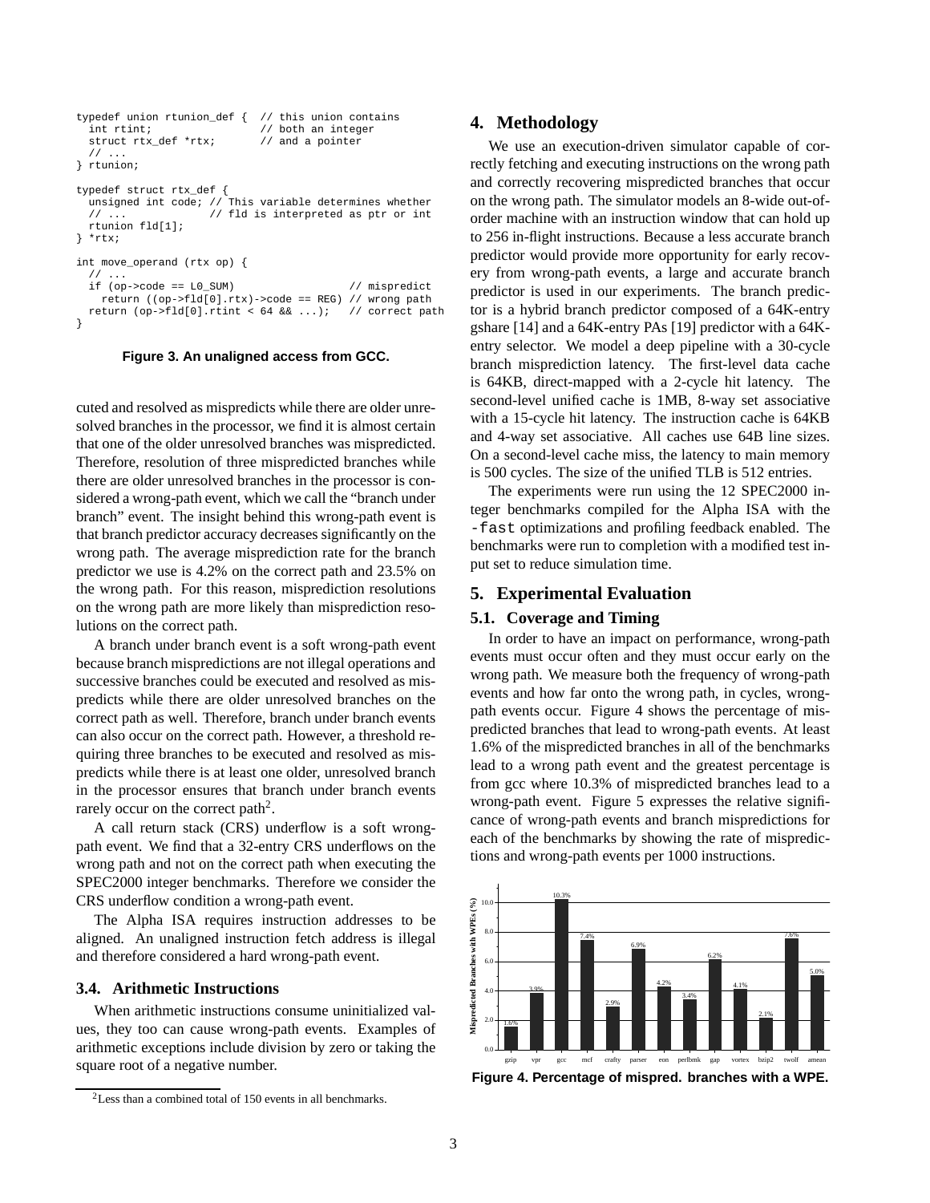```
typedef union rtunion_def {  // this union contains
  int rtint;                 // both an integer
  struct rtx_def *rtx;       // and a pointer
  // ...
} rtunion;

typedef struct rtx_def {
  unsigned int code; // This variable determines whether
  // ...             // fld is interpreted as ptr or int
  rtunion fld[1];
} *rtx;

int move_operand (rtx op) {
  // ...
  if (op->code == LO_SUM)                     // mispredict
    return ((op->fld[0].rtx)->code == REG) // wrong path
  return (op->fld[0].rtint < 64 && ...);   // correct path
}
```

**Figure 3. An unaligned access from GCC.**

cuted and resolved as mispredicts while there are older unresolved branches in the processor, we find it is almost certain that one of the older unresolved branches was mispredicted. Therefore, resolution of three mispredicted branches while there are older unresolved branches in the processor is considered a wrong-path event, which we call the "branch under branch" event. The insight behind this wrong-path event is that branch predictor accuracy decreases significantly on the wrong path. The average misprediction rate for the branch predictor we use is 4.2% on the correct path and 23.5% on the wrong path. For this reason, misprediction resolutions on the wrong path are more likely than misprediction resolutions on the correct path.

A branch under branch event is a soft wrong-path event because branch mispredictions are not illegal operations and successive branches could be executed and resolved as mispredicts while there are older unresolved branches on the correct path as well. Therefore, branch under branch events can also occur on the correct path. However, a threshold requiring three branches to be executed and resolved as mispredicts while there is at least one older, unresolved branch in the processor ensures that branch under branch events rarely occur on the correct path[2].

A call return stack (CRS) underflow is a soft wrong-path event. We find that a 32-entry CRS underflows on the wrong path and not on the correct path when executing the SPEC2000 integer benchmarks. Therefore we consider the CRS underflow condition a wrong-path event.

The Alpha ISA requires instruction addresses to be aligned. An unaligned instruction fetch address is illegal and therefore considered a hard wrong-path event.

### 3.4. Arithmetic Instructions

When arithmetic instructions consume uninitialized values, they too can cause wrong-path events. Examples of arithmetic exceptions include division by zero or taking the square root of a negative number.

[2] Less than a combined total of 150 events in all benchmarks.

## 4. Methodology

We use an execution-driven simulator capable of correctly fetching and executing instructions on the wrong path and correctly recovering mispredicted branches that occur on the wrong path. The simulator models an 8-wide out-of-order machine with an instruction window that can hold up to 256 in-flight instructions. Because a less accurate branch predictor would provide more opportunity for early recovery from wrong-path events, a large and accurate branch predictor is used in our experiments. The branch predictor is a hybrid branch predictor composed of a 64K-entry gshare [14] and a 64K-entry PAs [19] predictor with a 64K-entry selector. We model a deep pipeline with a 30-cycle branch misprediction latency. The first-level data cache is 64KB, direct-mapped with a 2-cycle hit latency. The second-level unified cache is 1MB, 8-way set associative with a 15-cycle hit latency. The instruction cache is 64KB and 4-way set associative. All caches use 64B line sizes. On a second-level cache miss, the latency to main memory is 500 cycles. The size of the unified TLB is 512 entries.

The experiments were run using the 12 SPEC2000 integer benchmarks compiled for the Alpha ISA with the `-fast` optimizations and profiling feedback enabled. The benchmarks were run to completion with a modified test input set to reduce simulation time.

## 5. Experimental Evaluation

### 5.1. Coverage and Timing

In order to have an impact on performance, wrong-path events must occur often and they must occur early on the wrong path. We measure both the frequency of wrong-path events and how far onto the wrong path, in cycles, wrong-path events occur. Figure 4 shows the percentage of mispredicted branches that lead to wrong-path events. At least 1.6% of the mispredicted branches in all of the benchmarks lead to a wrong path event and the greatest percentage is from gcc where 10.3% of mispredicted branches lead to a wrong-path event. Figure 5 expresses the relative significance of wrong-path events and branch mispredictions for each of the benchmarks by showing the rate of mispredictions and wrong-path events per 1000 instructions.

| Benchmark | Mispredicted Branches with WPEs (%) |
|---|---|
| gzip | 1.6% |
| vpr | 3.9% |
| gcc | 10.3% |
| mcf | 7.4% |
| crafty | 2.9% |
| parser | 6.9% |
| eon | 4.2% |
| perlbmk | 3.4% |
| gap | 6.2% |
| vortex | 4.1% |
| bzip2 | 2.1% |
| twolf | 7.6% |
| amean | 5.0% |

**Figure 4. Percentage of mispred. branches with a WPE.**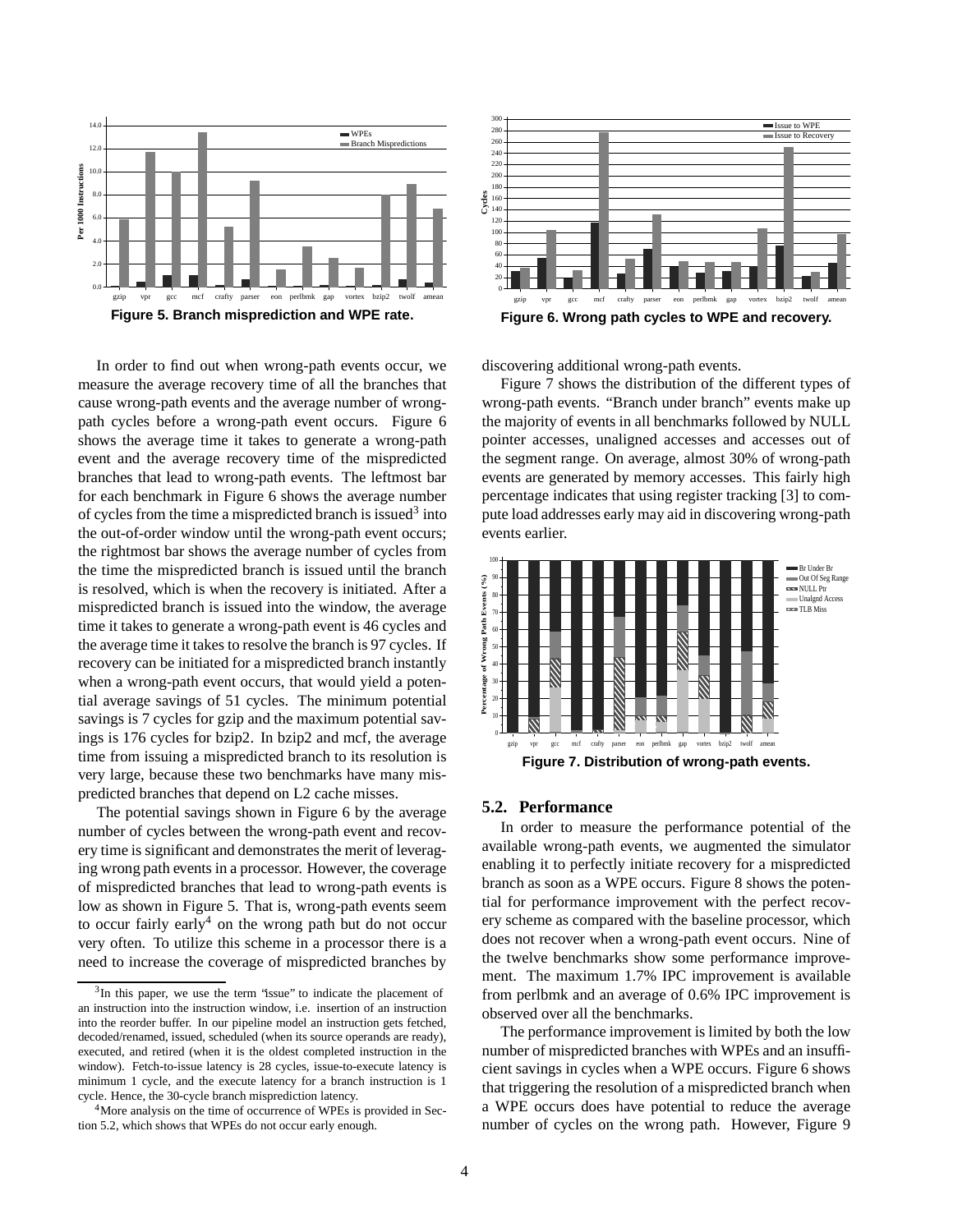Figure 5. Branch misprediction and WPE rate.

Figure 6. Wrong path cycles to WPE and recovery.

In order to find out when wrong-path events occur, we measure the average recovery time of all the branches that cause wrong-path events and the average number of wrong-path cycles before a wrong-path event occurs. Figure 6 shows the average time it takes to generate a wrong-path event and the average recovery time of the mispredicted branches that lead to wrong-path events. The leftmost bar for each benchmark in Figure 6 shows the average number of cycles from the time a mispredicted branch is issued[3] into the out-of-order window until the wrong-path event occurs; the rightmost bar shows the average number of cycles from the time the mispredicted branch is issued until the branch is resolved, which is when the recovery is initiated. After a mispredicted branch is issued into the window, the average time it takes to generate a wrong-path event is 46 cycles and the average time it takes to resolve the branch is 97 cycles. If recovery can be initiated for a mispredicted branch instantly when a wrong-path event occurs, that would yield a potential average savings of 51 cycles. The minimum potential savings is 7 cycles for gzip and the maximum potential savings is 176 cycles for bzip2. In bzip2 and mcf, the average time from issuing a mispredicted branch to its resolution is very large, because these two benchmarks have many mispredicted branches that depend on L2 cache misses.

The potential savings shown in Figure 6 by the average number of cycles between the wrong-path event and recovery time is significant and demonstrates the merit of leveraging wrong path events in a processor. However, the coverage of mispredicted branches that lead to wrong-path events is low as shown in Figure 5. That is, wrong-path events seem to occur fairly early[4] on the wrong path but do not occur very often. To utilize this scheme in a processor there is a need to increase the coverage of mispredicted branches by discovering additional wrong-path events.

[3] In this paper, we use the term "issue" to indicate the placement of an instruction into the instruction window, i.e. insertion of an instruction into the reorder buffer. In our pipeline model an instruction gets fetched, decoded/renamed, issued, scheduled (when its source operands are ready), executed, and retired (when it is the oldest completed instruction in the window). Fetch-to-issue latency is 28 cycles, issue-to-execute latency is minimum 1 cycle, and the execute latency for a branch instruction is 1 cycle. Hence, the 30-cycle branch misprediction latency.

[4] More analysis on the time of occurrence of WPEs is provided in Section 5.2, which shows that WPEs do not occur early enough.

Figure 7 shows the distribution of the different types of wrong-path events. "Branch under branch" events make up the majority of events in all benchmarks followed by NULL pointer accesses, unaligned accesses and accesses out of the segment range. On average, almost 30% of wrong-path events are generated by memory accesses. This fairly high percentage indicates that using register tracking [3] to compute load addresses early may aid in discovering wrong-path events earlier.

Figure 7. Distribution of wrong-path events.

### 5.2. Performance

In order to measure the performance potential of the available wrong-path events, we augmented the simulator enabling it to perfectly initiate recovery for a mispredicted branch as soon as a WPE occurs. Figure 8 shows the potential for performance improvement with the perfect recovery scheme as compared with the baseline processor, which does not recover when a wrong-path event occurs. Nine of the twelve benchmarks show some performance improvement. The maximum 1.7% IPC improvement is available from perlbmk and an average of 0.6% IPC improvement is observed over all the benchmarks.

The performance improvement is limited by both the low number of mispredicted branches with WPEs and an insufficient savings in cycles when a WPE occurs. Figure 6 shows that triggering the resolution of a mispredicted branch when a WPE occurs does have potential to reduce the average number of cycles on the wrong path. However, Figure 9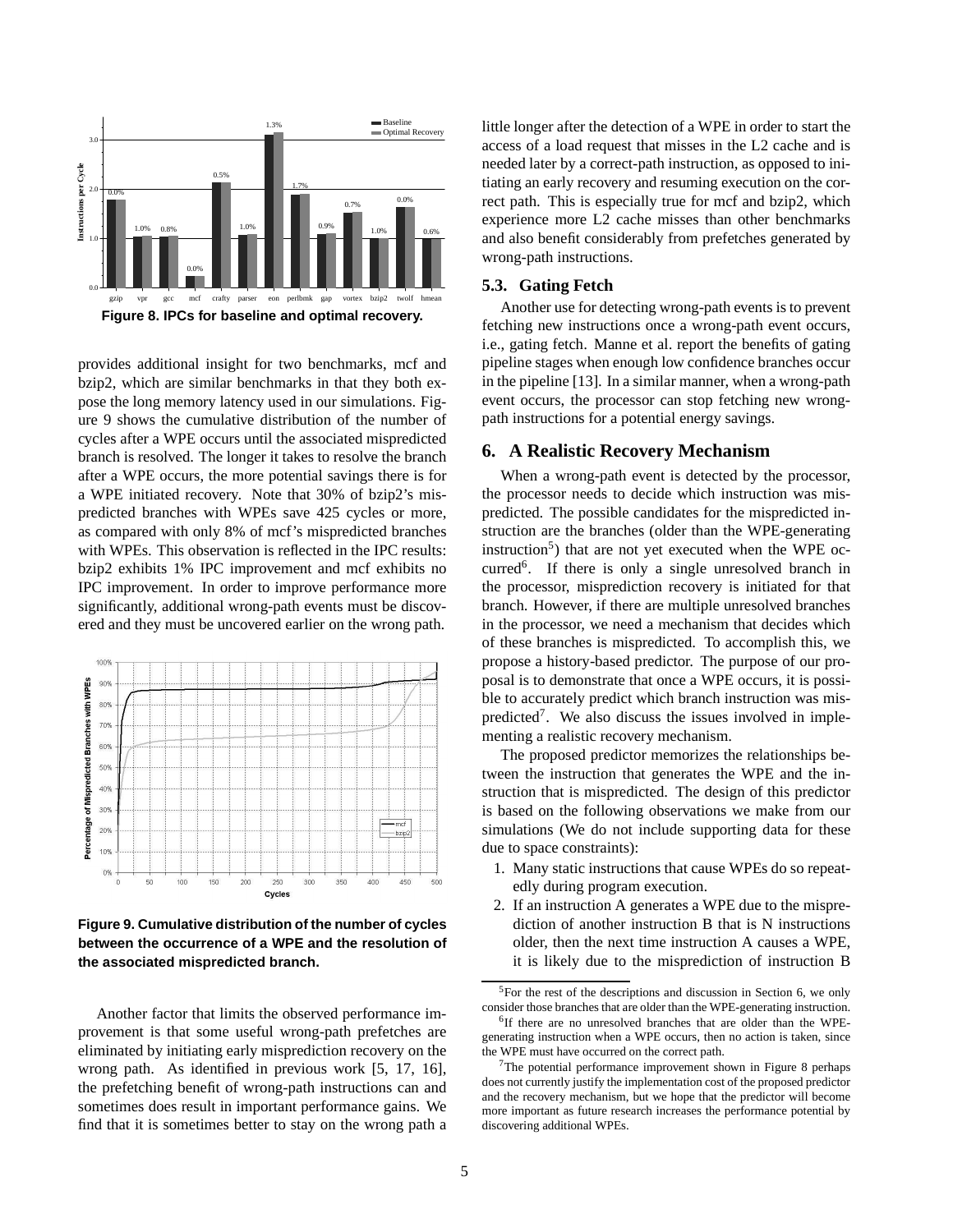**Figure 8. IPCs for baseline and optimal recovery.**

provides additional insight for two benchmarks, mcf and bzip2, which are similar benchmarks in that they both expose the long memory latency used in our simulations. Figure 9 shows the cumulative distribution of the number of cycles after a WPE occurs until the associated mispredicted branch is resolved. The longer it takes to resolve the branch after a WPE occurs, the more potential savings there is for a WPE initiated recovery. Note that 30% of bzip2's mispredicted branches with WPEs save 425 cycles or more, as compared with only 8% of mcf's mispredicted branches with WPEs. This observation is reflected in the IPC results: bzip2 exhibits 1% IPC improvement and mcf exhibits no IPC improvement. In order to improve performance more significantly, additional wrong-path events must be discovered and they must be uncovered earlier on the wrong path.

**Figure 9. Cumulative distribution of the number of cycles between the occurrence of a WPE and the resolution of the associated mispredicted branch.**

Another factor that limits the observed performance improvement is that some useful wrong-path prefetches are eliminated by initiating early misprediction recovery on the wrong path. As identified in previous work [5, 17, 16], the prefetching benefit of wrong-path instructions can and sometimes does result in important performance gains. We find that it is sometimes better to stay on the wrong path a little longer after the detection of a WPE in order to start the access of a load request that misses in the L2 cache and is needed later by a correct-path instruction, as opposed to initiating an early recovery and resuming execution on the correct path. This is especially true for mcf and bzip2, which experience more L2 cache misses than other benchmarks and also benefit considerably from prefetches generated by wrong-path instructions.

### 5.3. Gating Fetch

Another use for detecting wrong-path events is to prevent fetching new instructions once a wrong-path event occurs, i.e., gating fetch. Manne et al. report the benefits of gating pipeline stages when enough low confidence branches occur in the pipeline [13]. In a similar manner, when a wrong-path event occurs, the processor can stop fetching new wrong-path instructions for a potential energy savings.

## 6. A Realistic Recovery Mechanism

When a wrong-path event is detected by the processor, the processor needs to decide which instruction was mispredicted. The possible candidates for the mispredicted instruction are the branches (older than the WPE-generating instruction[5]) that are not yet executed when the WPE occurred[6]. If there is only a single unresolved branch in the processor, misprediction recovery is initiated for that branch. However, if there are multiple unresolved branches in the processor, we need a mechanism that decides which of these branches is mispredicted. To accomplish this, we propose a history-based predictor. The purpose of our proposal is to demonstrate that once a WPE occurs, it is possible to accurately predict which branch instruction was mispredicted[7]. We also discuss the issues involved in implementing a realistic recovery mechanism.

The proposed predictor memorizes the relationships between the instruction that generates the WPE and the instruction that is mispredicted. The design of this predictor is based on the following observations we make from our simulations (We do not include supporting data for these due to space constraints):

1. Many static instructions that cause WPEs do so repeatedly during program execution.
2. If an instruction A generates a WPE due to the misprediction of another instruction B that is N instructions older, then the next time instruction A causes a WPE, it is likely due to the misprediction of instruction B

[5] For the rest of the descriptions and discussion in Section 6, we only consider those branches that are older than the WPE-generating instruction.

[6] If there are no unresolved branches that are older than the WPE-generating instruction when a WPE occurs, then no action is taken, since the WPE must have occurred on the correct path.

[7] The potential performance improvement shown in Figure 8 perhaps does not currently justify the implementation cost of the proposed predictor and the recovery mechanism, but we hope that the predictor will become more important as future research increases the performance potential by discovering additional WPEs.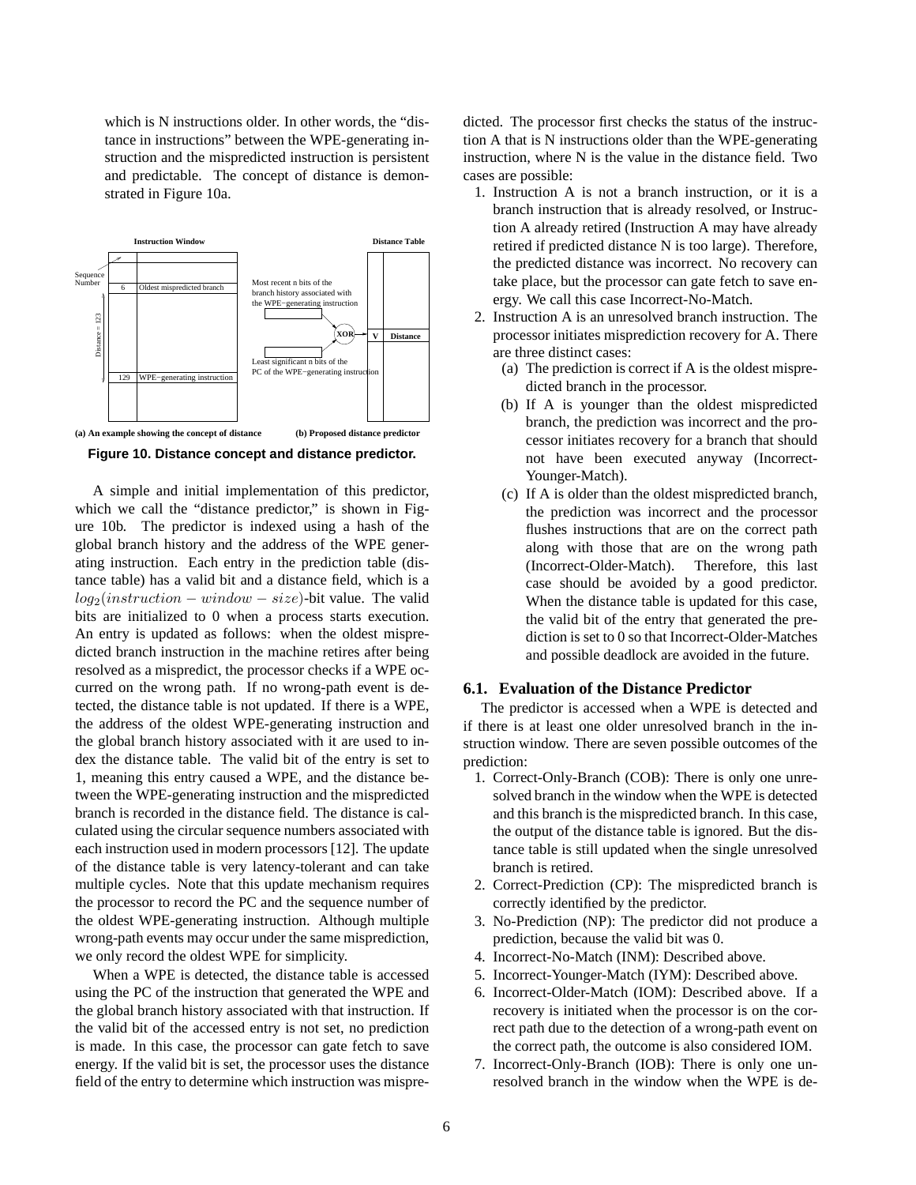which is N instructions older. In other words, the "distance in instructions" between the WPE-generating instruction and the mispredicted instruction is persistent and predictable. The concept of distance is demonstrated in Figure 10a.

Instruction Window

Sequence Number

6 Oldest mispredicted branch

Distance = 123

129 WPE−generating instruction

Distance Table

Most recent n bits of the branch history associated with the WPE−generating instruction

XOR

V Distance

Least significant n bits of the PC of the WPE−generating instruction

(a) An example showing the concept of distance (b) Proposed distance predictor

**Figure 10. Distance concept and distance predictor.**

A simple and initial implementation of this predictor, which we call the "distance predictor," is shown in Figure 10b. The predictor is indexed using a hash of the global branch history and the address of the WPE generating instruction. Each entry in the prediction table (distance table) has a valid bit and a distance field, which is a $log_2(instruction-window-size)$-bit value. The valid bits are initialized to 0 when a process starts execution. An entry is updated as follows: when the oldest mispredicted branch instruction in the machine retires after being resolved as a mispredict, the processor checks if a WPE occurred on the wrong path. If no wrong-path event is detected, the distance table is not updated. If there is a WPE, the address of the oldest WPE-generating instruction and the global branch history associated with it are used to index the distance table. The valid bit of the entry is set to 1, meaning this entry caused a WPE, and the distance between the WPE-generating instruction and the mispredicted branch is recorded in the distance field. The distance is calculated using the circular sequence numbers associated with each instruction used in modern processors [12]. The update of the distance table is very latency-tolerant and can take multiple cycles. Note that this update mechanism requires the processor to record the PC and the sequence number of the oldest WPE-generating instruction. Although multiple wrong-path events may occur under the same misprediction, we only record the oldest WPE for simplicity.

When a WPE is detected, the distance table is accessed using the PC of the instruction that generated the WPE and the global branch history associated with that instruction. If the valid bit of the accessed entry is not set, no prediction is made. In this case, the processor can gate fetch to save energy. If the valid bit is set, the processor uses the distance field of the entry to determine which instruction was mispredicted. The processor first checks the status of the instruction A that is N instructions older than the WPE-generating instruction, where N is the value in the distance field. Two cases are possible:

1. Instruction A is not a branch instruction, or it is a branch instruction that is already resolved, or Instruction A already retired (Instruction A may have already retired if predicted distance N is too large). Therefore, the predicted distance was incorrect. No recovery can take place, but the processor can gate fetch to save energy. We call this case Incorrect-No-Match.
2. Instruction A is an unresolved branch instruction. The processor initiates misprediction recovery for A. There are three distinct cases:
   (a) The prediction is correct if A is the oldest mispredicted branch in the processor.
   (b) If A is younger than the oldest mispredicted branch, the prediction was incorrect and the processor initiates recovery for a branch that should not have been executed anyway (Incorrect-Younger-Match).
   (c) If A is older than the oldest mispredicted branch, the prediction was incorrect and the processor flushes instructions that are on the correct path along with those that are on the wrong path (Incorrect-Older-Match). Therefore, this last case should be avoided by a good predictor. When the distance table is updated for this case, the valid bit of the entry that generated the prediction is set to 0 so that Incorrect-Older-Matches and possible deadlock are avoided in the future.

### 6.1. Evaluation of the Distance Predictor

The predictor is accessed when a WPE is detected and if there is at least one older unresolved branch in the instruction window. There are seven possible outcomes of the prediction:

1. Correct-Only-Branch (COB): There is only one unresolved branch in the window when the WPE is detected and this branch is the mispredicted branch. In this case, the output of the distance table is ignored. But the distance table is still updated when the single unresolved branch is retired.
2. Correct-Prediction (CP): The mispredicted branch is correctly identified by the predictor.
3. No-Prediction (NP): The predictor did not produce a prediction, because the valid bit was 0.
4. Incorrect-No-Match (INM): Described above.
5. Incorrect-Younger-Match (IYM): Described above.
6. Incorrect-Older-Match (IOM): Described above. If a recovery is initiated when the processor is on the correct path due to the detection of a wrong-path event on the correct path, the outcome is also considered IOM.
7. Incorrect-Only-Branch (IOB): There is only one unresolved branch in the window when the WPE is de-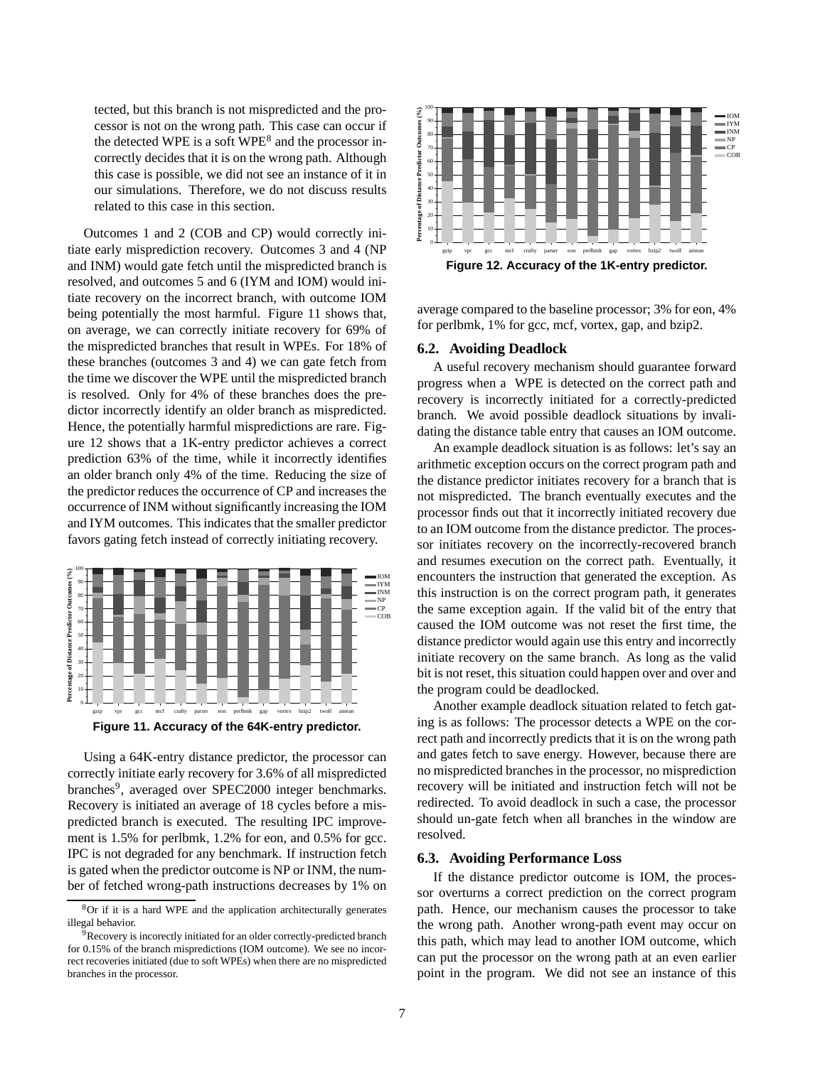tected, but this branch is not mispredicted and the processor is not on the wrong path. This case can occur if the detected WPE is a soft WPE[8] and the processor incorrectly decides that it is on the wrong path. Although this case is possible, we did not see an instance of it in our simulations. Therefore, we do not discuss results related to this case in this section.

Outcomes 1 and 2 (COB and CP) would correctly initiate early misprediction recovery. Outcomes 3 and 4 (NP and INM) would gate fetch until the mispredicted branch is resolved, and outcomes 5 and 6 (IYM and IOM) would initiate recovery on the incorrect branch, with outcome IOM being potentially the most harmful. Figure 11 shows that, on average, we can correctly initiate recovery for 69% of the mispredicted branches that result in WPEs. For 18% of these branches (outcomes 3 and 4) we can gate fetch from the time we discover the WPE until the mispredicted branch is resolved. Only for 4% of these branches does the predictor incorrectly identify an older branch as mispredicted. Hence, the potentially harmful mispredictions are rare. Figure 12 shows that a 1K-entry predictor achieves a correct prediction 63% of the time, while it incorrectly identifies an older branch only 4% of the time. Reducing the size of the predictor reduces the occurrence of CP and increases the occurrence of INM without significantly increasing the IOM and IYM outcomes. This indicates that the smaller predictor favors gating fetch instead of correctly initiating recovery.

Percentage of Distance Predictor Outcomes (%)
0 10 20 30 40 50 60 70 80 90 100
gzip vpr gcc mcf crafty parser eon perlbmk gap vortex bzip2 twolf amean
IOM IYM INM NP CP COB

**Figure 11. Accuracy of the 64K-entry predictor.**

Using a 64K-entry distance predictor, the processor can correctly initiate early recovery for 3.6% of all mispredicted branches[9], averaged over SPEC2000 integer benchmarks. Recovery is initiated an average of 18 cycles before a mispredicted branch is executed. The resulting IPC improvement is 1.5% for perlbmk, 1.2% for eon, and 0.5% for gcc. IPC is not degraded for any benchmark. If instruction fetch is gated when the predictor outcome is NP or INM, the number of fetched wrong-path instructions decreases by 1% on average compared to the baseline processor; 3% for eon, 4% for perlbmk, 1% for gcc, mcf, vortex, gap, and bzip2.

Percentage of Distance Predictor Outcomes (%)
0 10 20 30 40 50 60 70 80 90 100
gzip vpr gcc mcf crafty parser eon perlbmk gap vortex bzip2 twolf amean
IOM IYM INM NP CP COB

**Figure 12. Accuracy of the 1K-entry predictor.**

## 6.2. Avoiding Deadlock

A useful recovery mechanism should guarantee forward progress when a WPE is detected on the correct path and recovery is incorrectly initiated for a correctly-predicted branch. We avoid possible deadlock situations by invalidating the distance table entry that causes an IOM outcome.

An example deadlock situation is as follows: let's say an arithmetic exception occurs on the correct program path and the distance predictor initiates recovery for a branch that is not mispredicted. The branch eventually executes and the processor finds out that it incorrectly initiated recovery due to an IOM outcome from the distance predictor. The processor initiates recovery on the incorrectly-recovered branch and resumes execution on the correct path. Eventually, it encounters the instruction that generated the exception. As this instruction is on the correct program path, it generates the same exception again. If the valid bit of the entry that caused the IOM outcome was not reset the first time, the distance predictor would again use this entry and incorrectly initiate recovery on the same branch. As long as the valid bit is not reset, this situation could happen over and over and the program could be deadlocked.

Another example deadlock situation related to fetch gating is as follows: The processor detects a WPE on the correct path and incorrectly predicts that it is on the wrong path and gates fetch to save energy. However, because there are no mispredicted branches in the processor, no misprediction recovery will be initiated and instruction fetch will not be redirected. To avoid deadlock in such a case, the processor should un-gate fetch when all branches in the window are resolved.

## 6.3. Avoiding Performance Loss

If the distance predictor outcome is IOM, the processor overturns a correct prediction on the correct program path. Hence, our mechanism causes the processor to take the wrong path. Another wrong-path event may occur on this path, which may lead to another IOM outcome, which can put the processor on the wrong path at an even earlier point in the program. We did not see an instance of this

[8] Or if it is a hard WPE and the application architecturally generates illegal behavior.

[9] Recovery is incorrectly initiated for an older correctly-predicted branch for 0.15% of the branch mispredictions (IOM outcome). We see no incorrect recoveries initiated (due to soft WPEs) when there are no mispredicted branches in the processor.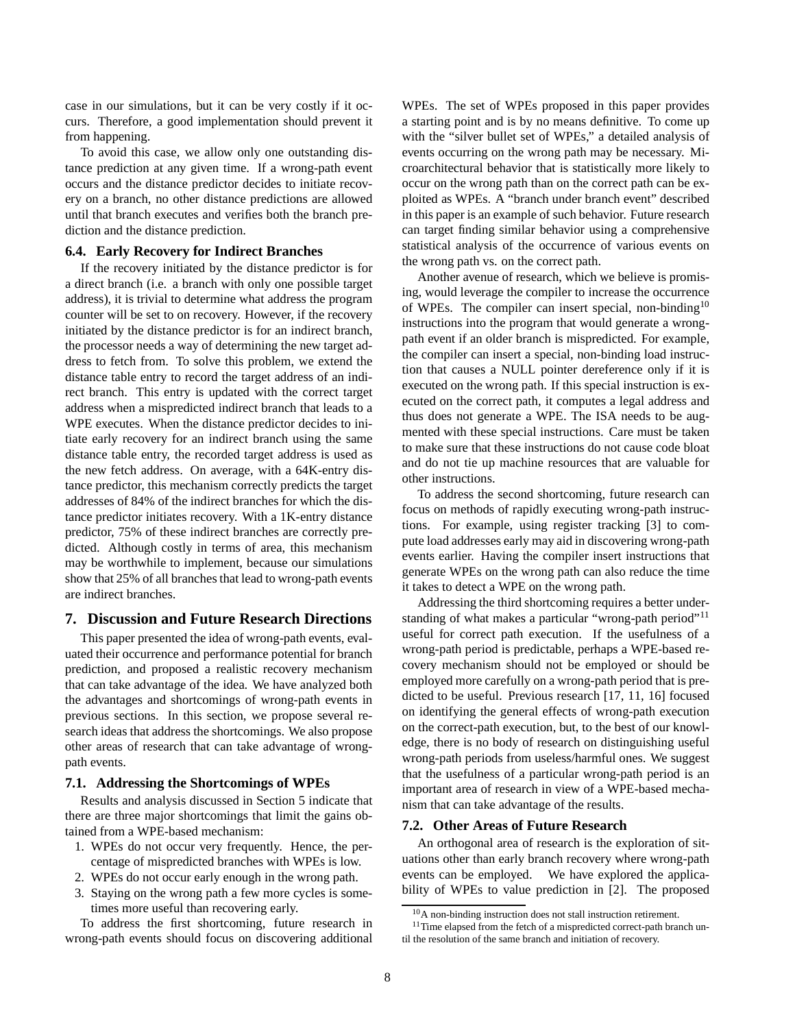case in our simulations, but it can be very costly if it occurs. Therefore, a good implementation should prevent it from happening.

To avoid this case, we allow only one outstanding distance prediction at any given time. If a wrong-path event occurs and the distance predictor decides to initiate recovery on a branch, no other distance predictions are allowed until that branch executes and verifies both the branch prediction and the distance prediction.

### 6.4. Early Recovery for Indirect Branches

If the recovery initiated by the distance predictor is for a direct branch (i.e. a branch with only one possible target address), it is trivial to determine what address the program counter will be set to on recovery. However, if the recovery initiated by the distance predictor is for an indirect branch, the processor needs a way of determining the new target address to fetch from. To solve this problem, we extend the distance table entry to record the target address of an indirect branch. This entry is updated with the correct target address when a mispredicted indirect branch that leads to a WPE executes. When the distance predictor decides to initiate early recovery for an indirect branch using the same distance table entry, the recorded target address is used as the new fetch address. On average, with a 64K-entry distance predictor, this mechanism correctly predicts the target addresses of 84% of the indirect branches for which the distance predictor initiates recovery. With a 1K-entry distance predictor, 75% of these indirect branches are correctly predicted. Although costly in terms of area, this mechanism may be worthwhile to implement, because our simulations show that 25% of all branches that lead to wrong-path events are indirect branches.

## 7. Discussion and Future Research Directions

This paper presented the idea of wrong-path events, evaluated their occurrence and performance potential for branch prediction, and proposed a realistic recovery mechanism that can take advantage of the idea. We have analyzed both the advantages and shortcomings of wrong-path events in previous sections. In this section, we propose several research ideas that address the shortcomings. We also propose other areas of research that can take advantage of wrong-path events.

### 7.1. Addressing the Shortcomings of WPEs

Results and analysis discussed in Section 5 indicate that there are three major shortcomings that limit the gains obtained from a WPE-based mechanism:

1. WPEs do not occur very frequently. Hence, the percentage of mispredicted branches with WPEs is low.
2. WPEs do not occur early enough in the wrong path.
3. Staying on the wrong path a few more cycles is sometimes more useful than recovering early.

To address the first shortcoming, future research in wrong-path events should focus on discovering additional WPEs. The set of WPEs proposed in this paper provides a starting point and is by no means definitive. To come up with the "silver bullet set of WPEs," a detailed analysis of events occurring on the wrong path may be necessary. Microarchitectural behavior that is statistically more likely to occur on the wrong path than on the correct path can be exploited as WPEs. A "branch under branch event" described in this paper is an example of such behavior. Future research can target finding similar behavior using a comprehensive statistical analysis of the occurrence of various events on the wrong path vs. on the correct path.

Another avenue of research, which we believe is promising, would leverage the compiler to increase the occurrence of WPEs. The compiler can insert special, non-binding[10] instructions into the program that would generate a wrong-path event if an older branch is mispredicted. For example, the compiler can insert a special, non-binding load instruction that causes a NULL pointer dereference only if it is executed on the wrong path. If this special instruction is executed on the correct path, it computes a legal address and thus does not generate a WPE. The ISA needs to be augmented with these special instructions. Care must be taken to make sure that these instructions do not cause code bloat and do not tie up machine resources that are valuable for other instructions.

To address the second shortcoming, future research can focus on methods of rapidly executing wrong-path instructions. For example, using register tracking [3] to compute load addresses early may aid in discovering wrong-path events earlier. Having the compiler insert instructions that generate WPEs on the wrong path can also reduce the time it takes to detect a WPE on the wrong path.

Addressing the third shortcoming requires a better understanding of what makes a particular "wrong-path period"[11] useful for correct path execution. If the usefulness of a wrong-path period is predictable, perhaps a WPE-based recovery mechanism should not be employed or should be employed more carefully on a wrong-path period that is predicted to be useful. Previous research [17, 11, 16] focused on identifying the general effects of wrong-path execution on the correct-path execution, but, to the best of our knowledge, there is no body of research on distinguishing useful wrong-path periods from useless/harmful ones. We suggest that the usefulness of a particular wrong-path period is an important area of research in view of a WPE-based mechanism that can take advantage of the results.

### 7.2. Other Areas of Future Research

An orthogonal area of research is the exploration of situations other than early branch recovery where wrong-path events can be employed. We have explored the applicability of WPEs to value prediction in [2]. The proposed

[10] A non-binding instruction does not stall instruction retirement.

[11] Time elapsed from the fetch of a mispredicted correct-path branch until the resolution of the same branch and initiation of recovery.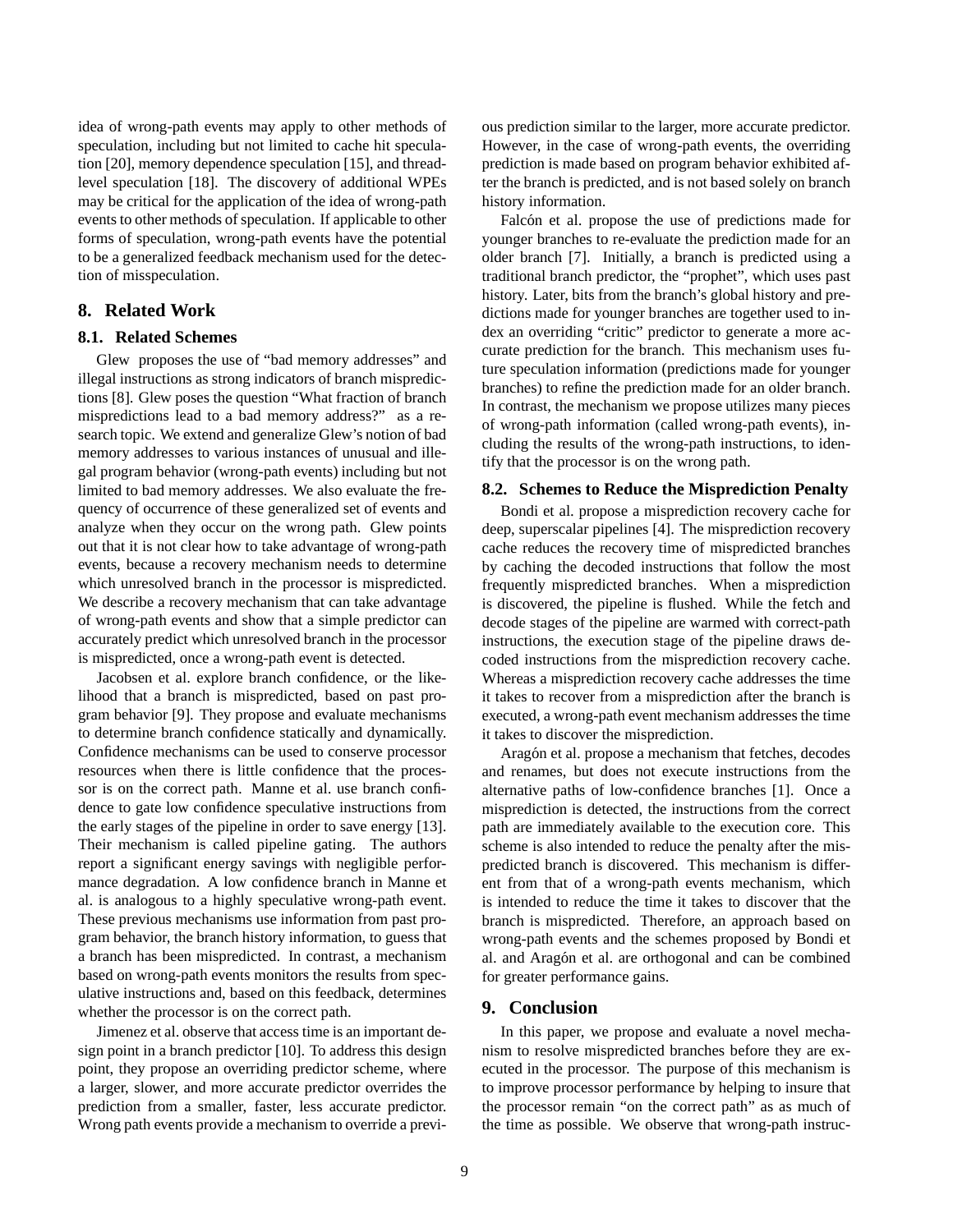idea of wrong-path events may apply to other methods of speculation, including but not limited to cache hit speculation [20], memory dependence speculation [15], and thread-level speculation [18]. The discovery of additional WPEs may be critical for the application of the idea of wrong-path events to other methods of speculation. If applicable to other forms of speculation, wrong-path events have the potential to be a generalized feedback mechanism used for the detection of misspeculation.

## 8. Related Work

### 8.1. Related Schemes

Glew proposes the use of "bad memory addresses" and illegal instructions as strong indicators of branch mispredictions [8]. Glew poses the question "What fraction of branch mispredictions lead to a bad memory address?" as a research topic. We extend and generalize Glew's notion of bad memory addresses to various instances of unusual and illegal program behavior (wrong-path events) including but not limited to bad memory addresses. We also evaluate the frequency of occurrence of these generalized set of events and analyze when they occur on the wrong path. Glew points out that it is not clear how to take advantage of wrong-path events, because a recovery mechanism needs to determine which unresolved branch in the processor is mispredicted. We describe a recovery mechanism that can take advantage of wrong-path events and show that a simple predictor can accurately predict which unresolved branch in the processor is mispredicted, once a wrong-path event is detected.

Jacobsen et al. explore branch confidence, or the likelihood that a branch is mispredicted, based on past program behavior [9]. They propose and evaluate mechanisms to determine branch confidence statically and dynamically. Confidence mechanisms can be used to conserve processor resources when there is little confidence that the processor is on the correct path. Manne et al. use branch confidence to gate low confidence speculative instructions from the early stages of the pipeline in order to save energy [13]. Their mechanism is called pipeline gating. The authors report a significant energy savings with negligible performance degradation. A low confidence branch in Manne et al. is analogous to a highly speculative wrong-path event. These previous mechanisms use information from past program behavior, the branch history information, to guess that a branch has been mispredicted. In contrast, a mechanism based on wrong-path events monitors the results from speculative instructions and, based on this feedback, determines whether the processor is on the correct path.

Jimenez et al. observe that access time is an important design point in a branch predictor [10]. To address this design point, they propose an overriding predictor scheme, where a larger, slower, and more accurate predictor overrides the prediction from a smaller, faster, less accurate predictor. Wrong path events provide a mechanism to override a previous prediction similar to the larger, more accurate predictor. However, in the case of wrong-path events, the overriding prediction is made based on program behavior exhibited after the branch is predicted, and is not based solely on branch history information.

Falcón et al. propose the use of predictions made for younger branches to re-evaluate the prediction made for an older branch [7]. Initially, a branch is predicted using a traditional branch predictor, the "prophet", which uses past history. Later, bits from the branch's global history and predictions made for younger branches are together used to index an overriding "critic" predictor to generate a more accurate prediction for the branch. This mechanism uses future speculation information (predictions made for younger branches) to refine the prediction made for an older branch. In contrast, the mechanism we propose utilizes many pieces of wrong-path information (called wrong-path events), including the results of the wrong-path instructions, to identify that the processor is on the wrong path.

### 8.2. Schemes to Reduce the Misprediction Penalty

Bondi et al. propose a misprediction recovery cache for deep, superscalar pipelines [4]. The misprediction recovery cache reduces the recovery time of mispredicted branches by caching the decoded instructions that follow the most frequently mispredicted branches. When a misprediction is discovered, the pipeline is flushed. While the fetch and decode stages of the pipeline are warmed with correct-path instructions, the execution stage of the pipeline draws decoded instructions from the misprediction recovery cache. Whereas a misprediction recovery cache addresses the time it takes to recover from a misprediction after the branch is executed, a wrong-path event mechanism addresses the time it takes to discover the misprediction.

Aragón et al. propose a mechanism that fetches, decodes and renames, but does not execute instructions from the alternative paths of low-confidence branches [1]. Once a misprediction is detected, the instructions from the correct path are immediately available to the execution core. This scheme is also intended to reduce the penalty after the mispredicted branch is discovered. This mechanism is different from that of a wrong-path events mechanism, which is intended to reduce the time it takes to discover that the branch is mispredicted. Therefore, an approach based on wrong-path events and the schemes proposed by Bondi et al. and Aragón et al. are orthogonal and can be combined for greater performance gains.

## 9. Conclusion

In this paper, we propose and evaluate a novel mechanism to resolve mispredicted branches before they are executed in the processor. The purpose of this mechanism is to improve processor performance by helping to insure that the processor remain "on the correct path" as as much of the time as possible. We observe that wrong-path instruc-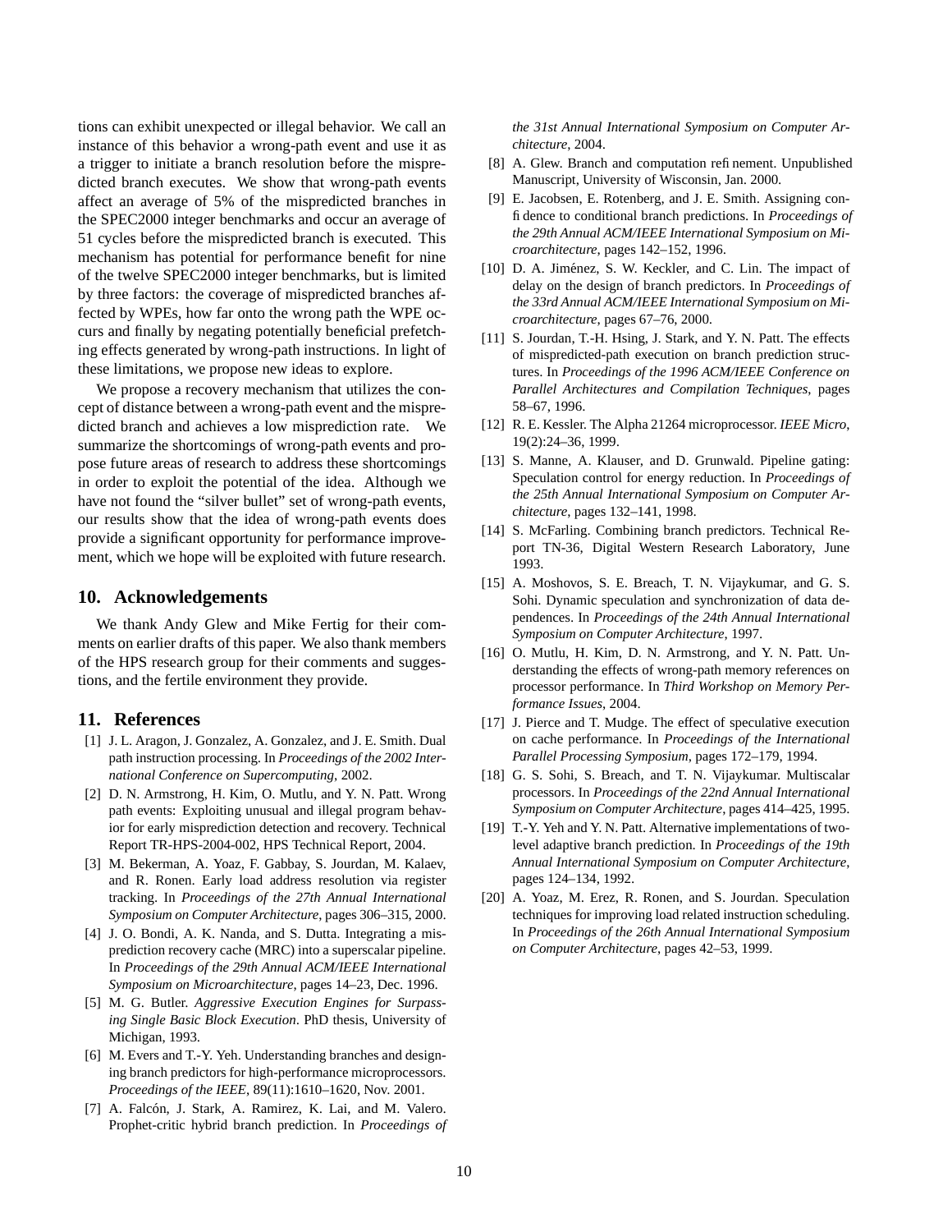tions can exhibit unexpected or illegal behavior. We call an instance of this behavior a wrong-path event and use it as a trigger to initiate a branch resolution before the mispredicted branch executes. We show that wrong-path events affect an average of 5% of the mispredicted branches in the SPEC2000 integer benchmarks and occur an average of 51 cycles before the mispredicted branch is executed. This mechanism has potential for performance benefit for nine of the twelve SPEC2000 integer benchmarks, but is limited by three factors: the coverage of mispredicted branches affected by WPEs, how far onto the wrong path the WPE occurs and finally by negating potentially beneficial prefetching effects generated by wrong-path instructions. In light of these limitations, we propose new ideas to explore.

We propose a recovery mechanism that utilizes the concept of distance between a wrong-path event and the mispredicted branch and achieves a low misprediction rate. We summarize the shortcomings of wrong-path events and propose future areas of research to address these shortcomings in order to exploit the potential of the idea. Although we have not found the "silver bullet" set of wrong-path events, our results show that the idea of wrong-path events does provide a significant opportunity for performance improvement, which we hope will be exploited with future research.

## 10. Acknowledgements

We thank Andy Glew and Mike Fertig for their comments on earlier drafts of this paper. We also thank members of the HPS research group for their comments and suggestions, and the fertile environment they provide.

## 11. References

[1] J. L. Aragon, J. Gonzalez, A. Gonzalez, and J. E. Smith. Dual path instruction processing. In *Proceedings of the 2002 International Conference on Supercomputing*, 2002.

[2] D. N. Armstrong, H. Kim, O. Mutlu, and Y. N. Patt. Wrong path events: Exploiting unusual and illegal program behavior for early misprediction detection and recovery. Technical Report TR-HPS-2004-002, HPS Technical Report, 2004.

[3] M. Bekerman, A. Yoaz, F. Gabbay, S. Jourdan, M. Kalaev, and R. Ronen. Early load address resolution via register tracking. In *Proceedings of the 27th Annual International Symposium on Computer Architecture*, pages 306–315, 2000.

[4] J. O. Bondi, A. K. Nanda, and S. Dutta. Integrating a misprediction recovery cache (MRC) into a superscalar pipeline. In *Proceedings of the 29th Annual ACM/IEEE International Symposium on Microarchitecture*, pages 14–23, Dec. 1996.

[5] M. G. Butler. *Aggressive Execution Engines for Surpassing Single Basic Block Execution*. PhD thesis, University of Michigan, 1993.

[6] M. Evers and T.-Y. Yeh. Understanding branches and designing branch predictors for high-performance microprocessors. *Proceedings of the IEEE*, 89(11):1610–1620, Nov. 2001.

[7] A. Falcón, J. Stark, A. Ramirez, K. Lai, and M. Valero. Prophet-critic hybrid branch prediction. In *Proceedings of the 31st Annual International Symposium on Computer Architecture*, 2004.

[8] A. Glew. Branch and computation refinement. Unpublished Manuscript, University of Wisconsin, Jan. 2000.

[9] E. Jacobsen, E. Rotenberg, and J. E. Smith. Assigning confidence to conditional branch predictions. In *Proceedings of the 29th Annual ACM/IEEE International Symposium on Microarchitecture*, pages 142–152, 1996.

[10] D. A. Jiménez, S. W. Keckler, and C. Lin. The impact of delay on the design of branch predictors. In *Proceedings of the 33rd Annual ACM/IEEE International Symposium on Microarchitecture*, pages 67–76, 2000.

[11] S. Jourdan, T.-H. Hsing, J. Stark, and Y. N. Patt. The effects of mispredicted-path execution on branch prediction structures. In *Proceedings of the 1996 ACM/IEEE Conference on Parallel Architectures and Compilation Techniques*, pages 58–67, 1996.

[12] R. E. Kessler. The Alpha 21264 microprocessor. *IEEE Micro*, 19(2):24–36, 1999.

[13] S. Manne, A. Klauser, and D. Grunwald. Pipeline gating: Speculation control for energy reduction. In *Proceedings of the 25th Annual International Symposium on Computer Architecture*, pages 132–141, 1998.

[14] S. McFarling. Combining branch predictors. Technical Report TN-36, Digital Western Research Laboratory, June 1993.

[15] A. Moshovos, S. E. Breach, T. N. Vijaykumar, and G. S. Sohi. Dynamic speculation and synchronization of data dependences. In *Proceedings of the 24th Annual International Symposium on Computer Architecture*, 1997.

[16] O. Mutlu, H. Kim, D. N. Armstrong, and Y. N. Patt. Understanding the effects of wrong-path memory references on processor performance. In *Third Workshop on Memory Performance Issues*, 2004.

[17] J. Pierce and T. Mudge. The effect of speculative execution on cache performance. In *Proceedings of the International Parallel Processing Symposium*, pages 172–179, 1994.

[18] G. S. Sohi, S. Breach, and T. N. Vijaykumar. Multiscalar processors. In *Proceedings of the 22nd Annual International Symposium on Computer Architecture*, pages 414–425, 1995.

[19] T.-Y. Yeh and Y. N. Patt. Alternative implementations of two-level adaptive branch prediction. In *Proceedings of the 19th Annual International Symposium on Computer Architecture*, pages 124–134, 1992.

[20] A. Yoaz, M. Erez, R. Ronen, and S. Jourdan. Speculation techniques for improving load related instruction scheduling. In *Proceedings of the 26th Annual International Symposium on Computer Architecture*, pages 42–53, 1999.